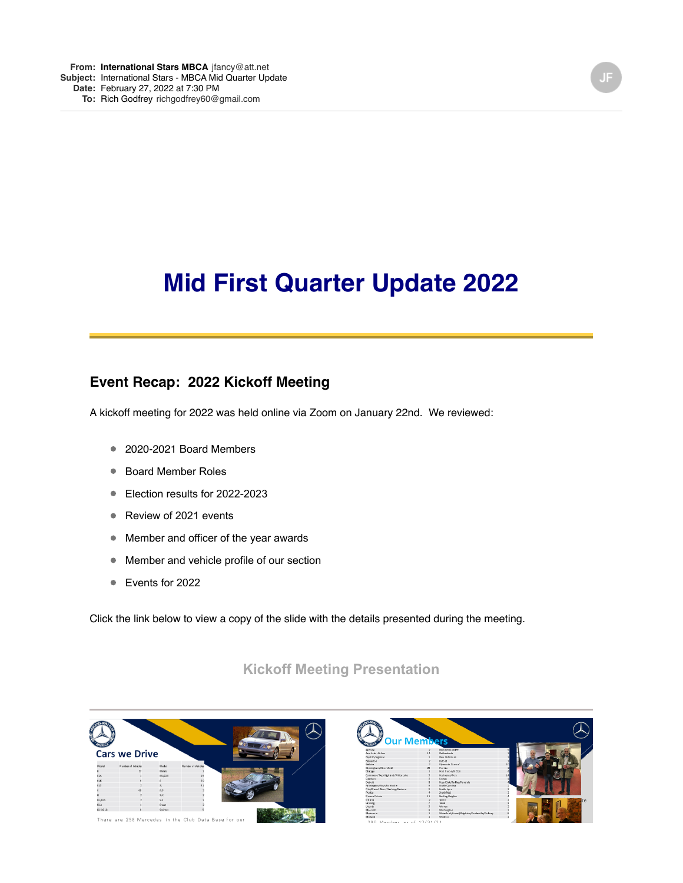**From:** International Stars MBCA jfancy@att.net
**Subject:** International Stars - MBCA Mid Quarter Update
**Date:** February 27, 2022 at 7:30 PM
**To:** Rich Godfrey richgodfrey60@gmail.com

# Mid First Quarter Update 2022

## Event Recap: 2022 Kickoff Meeting

A kickoff meeting for 2022 was held online via Zoom on January 22nd. We reviewed:

- 2020-2021 Board Members
- Board Member Roles
- Election results for 2022-2023
- Review of 2021 events
- Member and officer of the year awards
- Member and vehicle profile of our section
- Events for 2022

Click the link below to view a copy of the slide with the details presented during the meeting.

### Kickoff Meeting Presentation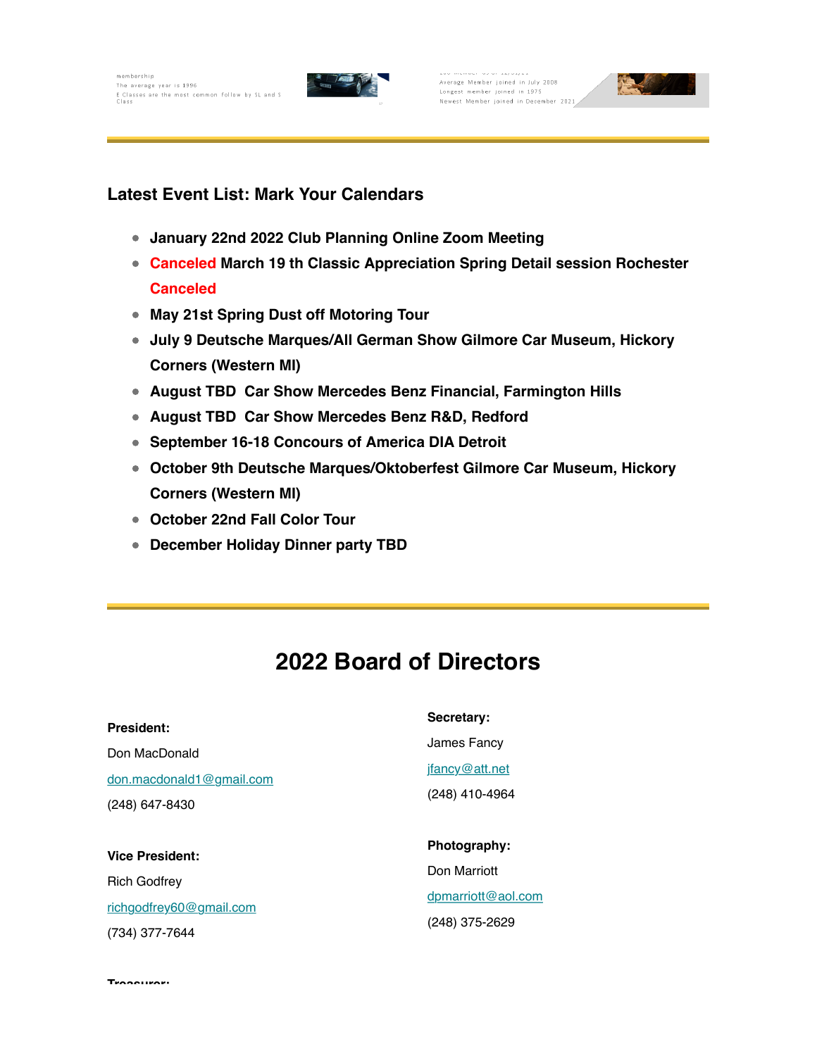membership
The average year is 1996
E Classes are the most common follow by SL and S Class

Average Member joined in July 2008
Longest member joined in 1975
Newest Member joined in December 2021

### Latest Event List: Mark Your Calendars

- **January 22nd 2022 Club Planning Online Zoom Meeting**
- **Canceled March 19 th Classic Appreciation Spring Detail session Rochester Canceled**
- **May 21st Spring Dust off Motoring Tour**
- **July 9 Deutsche Marques/All German Show Gilmore Car Museum, Hickory Corners (Western MI)**
- **August TBD Car Show Mercedes Benz Financial, Farmington Hills**
- **August TBD Car Show Mercedes Benz R&D, Redford**
- **September 16-18 Concours of America DIA Detroit**
- **October 9th Deutsche Marques/Oktoberfest Gilmore Car Museum, Hickory Corners (Western MI)**
- **October 22nd Fall Color Tour**
- **December Holiday Dinner party TBD**

## 2022 Board of Directors

**President:**

Don MacDonald

don.macdonald1@gmail.com

(248) 647-8430

**Vice President:**

Rich Godfrey

richgodfrey60@gmail.com

(734) 377-7644

**Secretary:**

James Fancy

jfancy@att.net

(248) 410-4964

**Photography:**

Don Marriott

dpmarriott@aol.com

(248) 375-2629

**Treasurer:**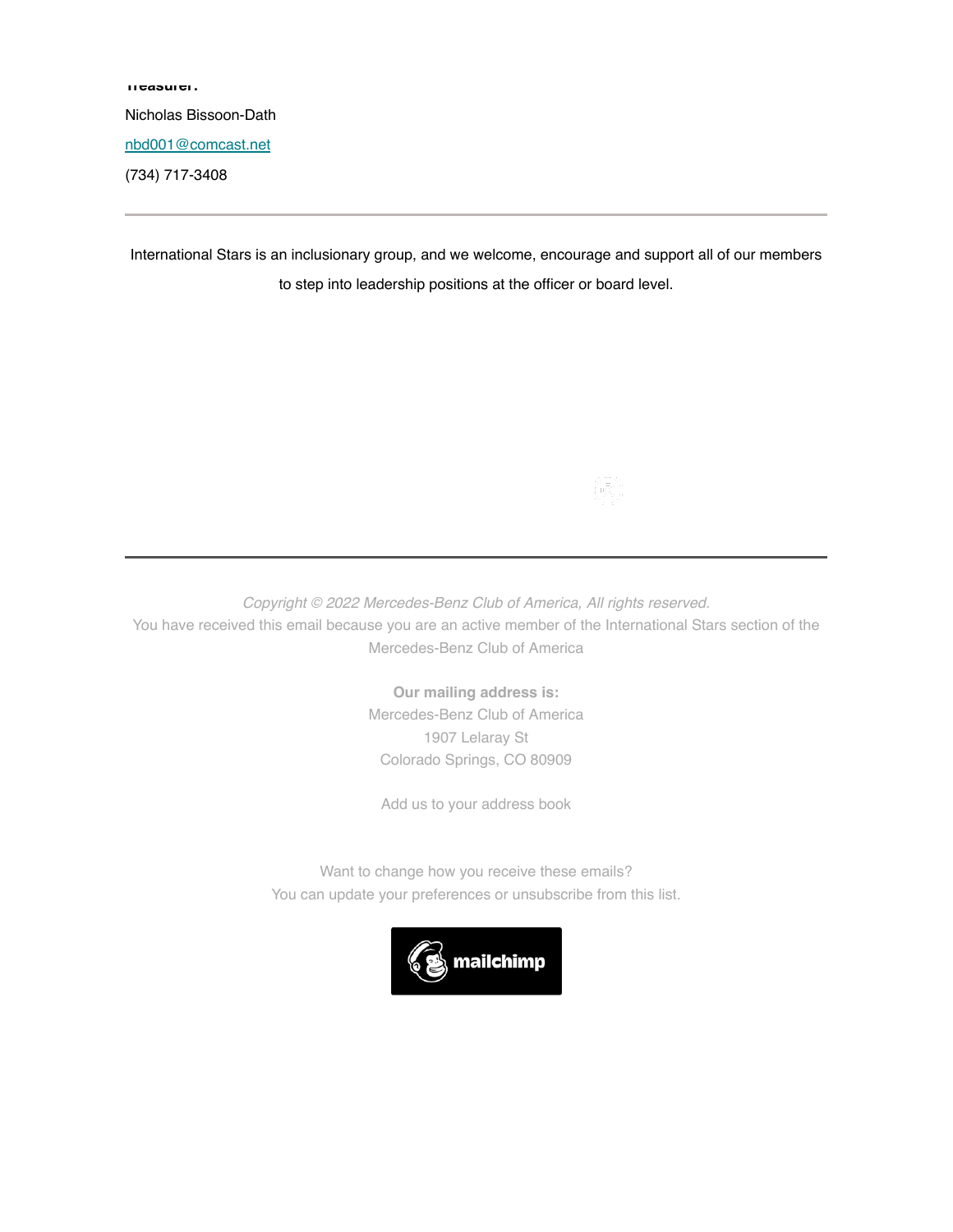**Treasurer:**

Nicholas Bissoon-Dath

nbd001@comcast.net

(734) 717-3408

---

International Stars is an inclusionary group, and we welcome, encourage and support all of our members to step into leadership positions at the officer or board level.

---

*Copyright © 2022 Mercedes-Benz Club of America, All rights reserved.*
You have received this email because you are an active member of the International Stars section of the Mercedes-Benz Club of America

**Our mailing address is:**
Mercedes-Benz Club of America
1907 Lelaray St
Colorado Springs, CO 80909

Add us to your address book

Want to change how you receive these emails?
You can update your preferences or unsubscribe from this list.

mailchimp